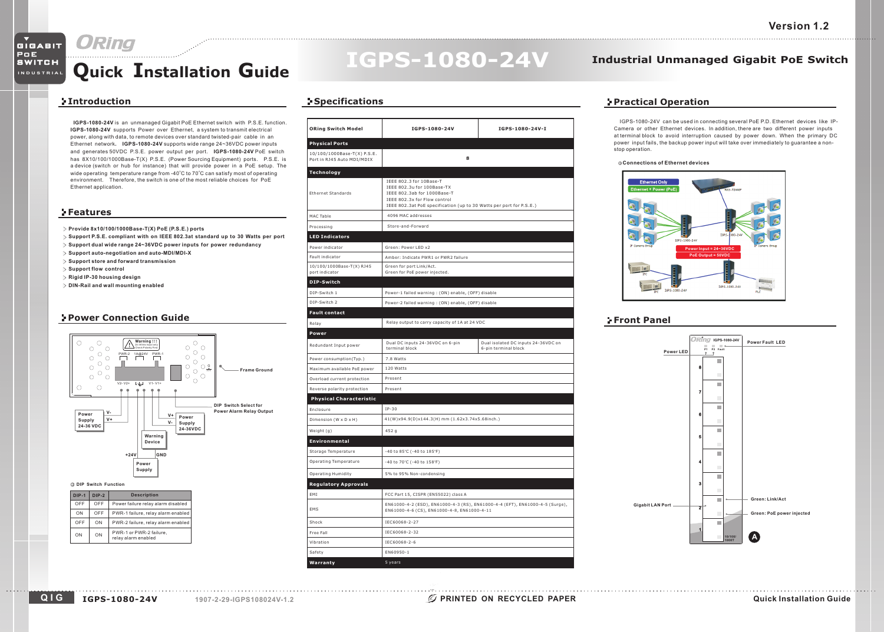# Quick Installation Guide

# IGPS-1080-24V

## Industrial Unmanaged Gigabit PoE Switch

Version 1.2

## Introduction

**IGPS-1080-24V** is an unmanaged Gigabit PoE Ethernet switch with P.S.E. function. **IGPS-1080-24V** supports Power over Ethernet, a system to transmit electrical power, along with data, to remote devices over standard twisted-pair cable in an Ethernet network. **IGPS-1080-24V** supports wide range 24~36VDC power inputs and generates 50VDC P.S.E. power output per port. **IGPS-1080-24V** PoE switch has 8X10/100/1000Base-T(X) P.S.E. (Power Sourcing Equipment) ports. P.S.E. is a device (switch or hub for instance) that will provide power in a PoE setup. The wide operating temperature range from -40°C to 70°C can satisfy most of operating environment. Therefore, the switch is one of the most reliable choices for PoE Ethernet application.

## Features

- **Provide 8x10/100/1000Base-T(X) PoE (P.S.E.) ports**
- **Support P.S.E. compliant with on IEEE 802.3at standard up to 30 Watts per port**
- **Support dual wide range 24~36VDC power inputs for power redundancy**
- **Support auto-negotiation and auto-MDI/MDI-X**
- **Support store and forward transmission**
- **Support flow control**
- **Rigid IP-30 housing design**
- **DIN-Rail and wall mounting enabled**

## Power Connection Guide

Frame Ground

DIP Switch Select for Power Alarm Relay Output

Power Supply 24-36 VDC (V-, V+)

Power Supply 24-36VDC (V+, V-)

Warning Device

Power Supply (+24V, GND)

**DIP Switch Function**

| DIP-1 | DIP-2 | Description |
|---|---|---|
| OFF | OFF | Power failure relay alarm disabled |
| ON | OFF | PWR-1 failure, relay alarm enabled |
| OFF | ON | PWR-2 failure, relay alarm enabled |
| ON | ON | PWR-1 or PWR-2 failure, relay alarm enabled |

## Specifications

| ORing Switch Model | IGPS-1080-24V | IGPS-1080-24V-I |
|---|---|---|
| **Physical Ports** | | |
| 10/100/1000Base-T(X) P.S.E. Port in RJ45 Auto MDI/MDIX | 8 | |
| **Technology** | | |
| Ethernet Standards | IEEE 802.3 for 10Base-T<br>IEEE 802.3u for 100Base-TX<br>IEEE 802.3ab for 1000Base-T<br>IEEE 802.3x for Flow control<br>IEEE 802.3at PoE specification (up to 30 Watts per port for P.S.E.) | |
| MAC Table | 4096 MAC addresses | |
| Processing | Store-and-Forward | |
| **LED Indicators** | | |
| Power indicator | Green: Power LED x2 | |
| Fault indicator | Amber: Indicate PWR1 or PWR2 failure | |
| 10/100/1000Base-T(X) RJ45 port indicator | Green for port Link/Act.<br>Green for PoE power injected. | |
| **DIP-Switch** | | |
| DIP-Switch 1 | Power-1 failed warning : (ON) enable, (OFF) disable | |
| DIP-Switch 2 | Power-2 failed warning : (ON) enable, (OFF) disable | |
| **Fault contact** | | |
| Relay | Relay output to carry capacity of 1A at 24 VDC | |
| **Power** | | |
| Redundant Input power | Dual DC inputs 24-36VDC on 6-pin terminal block | Dual isolated DC inputs 24-36VDC on 6-pin terminal block |
| Power consumption(Typ.) | 7.8 Watts | |
| Maximum available PoE power | 120 Watts | |
| Overload current protection | Present | |
| Reverse polarity protection | Present | |
| **Physical Characteristic** | | |
| Enclosure | IP-30 | |
| Dimension (W x D x H) | 41(W)x94.9(D)x144.3(H) mm (1.62x3.74x5.68inch.) | |
| Weight (g) | 452 g | |
| **Environmental** | | |
| Storage Temperature | -40 to 85°C (-40 to 185°F) | |
| Operating Temperature | -40 to 70°C (-40 to 158°F) | |
| Operating Humidity | 5% to 95% Non-condensing | |
| **Regulatory Approvals** | | |
| EMI | FCC Part 15, CISPR (EN55022) class A | |
| EMS | EN61000-4-2 (ESD), EN61000-4-3 (RS), EN61000-4-4 (EFT), EN61000-4-5 (Surge), EN61000-4-6 (CS), EN61000-4-8, EN61000-4-11 | |
| Shock | IEC60068-2-27 | |
| Free Fall | IEC60068-2-32 | |
| Vibration | IEC60068-2-6 | |
| Safety | EN60950-1 | |
| **Warranty** | 5 years | |

## Practical Operation

IGPS-1080-24V can be used in connecting several PoE P.D. Ethernet devices like IP-Camera or other Ethernet devices. In addition, there are two different power inputs at terminal block to avoid interruption caused by power down. When the primary DC power input fails, the backup power input will take over immediately to guarantee a non-stop operation.

**Connections of Ethernet devices**

Ethernet Only / Ethernet + Power (PoE)

Power Input = 24~36VDC
PoE Output = 50VDC

## Front Panel

Power LED · Power Fault LED · Gigabit LAN Port · Green: Link/Act · Green: PoE power injected

IGPS-1080-24V · 1907-2-29-IGPS108024V-1.2 · PRINTED ON RECYCLED PAPER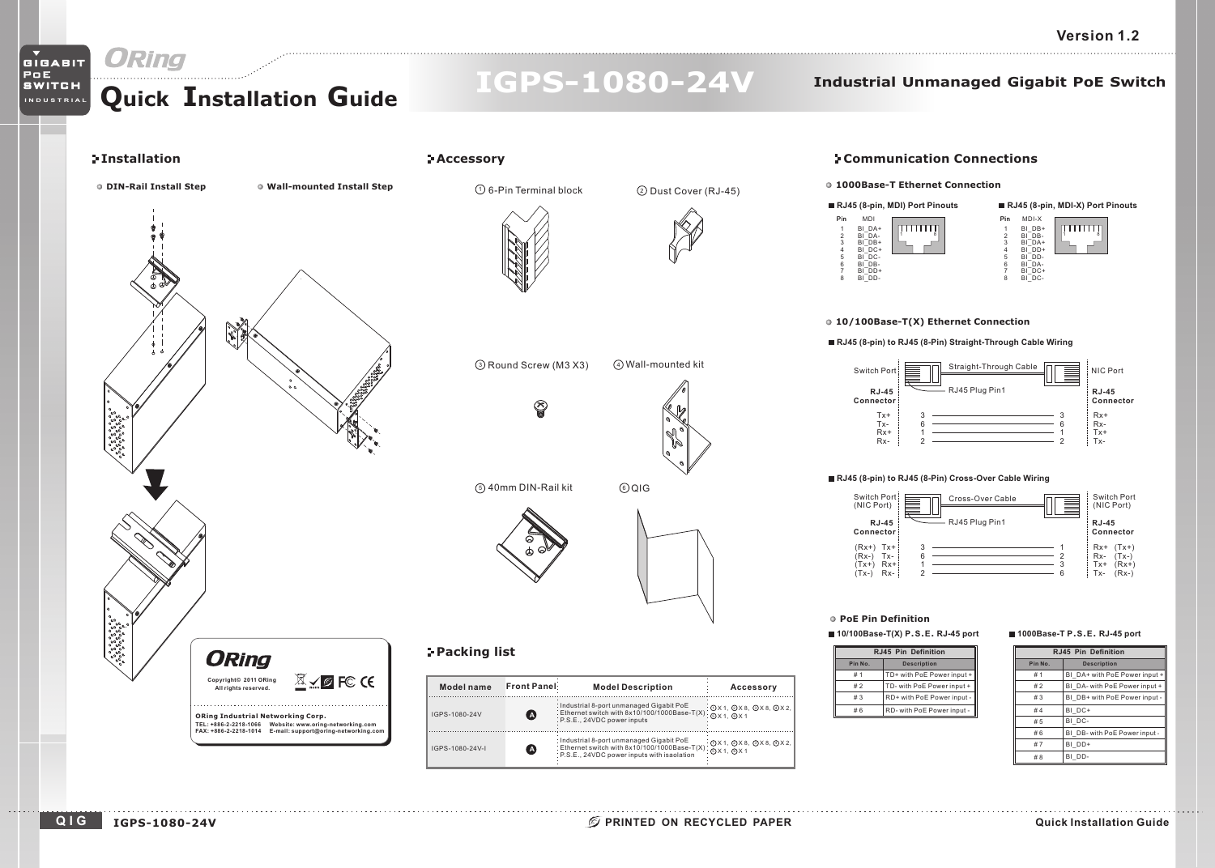Version 1.2

# ORing Quick Installation Guide

# IGPS-1080-24V

Industrial Unmanaged Gigabit PoE Switch

## Installation

- DIN-Rail Install Step
- Wall-mounted Install Step

ORing

Copyright© 2011 ORing
All rights reserved.

**ORing Industrial Networking Corp.**
TEL: +886-2-2218-1066 Website: www.oring-networking.com
FAX: +886-2-2218-1014 E-mail: support@oring-networking.com

## Accessory

1. 6-Pin Terminal block
2. Dust Cover (RJ-45)
3. Round Screw (M3 X3)
4. Wall-mounted kit
5. 40mm DIN-Rail kit
6. QIG

## Packing list

| Model name | Front Panel | Model Description | Accessory |
|---|---|---|---|
| IGPS-1080-24V | A | Industrial 8-port unmanaged Gigabit PoE Ethernet switch with 8x10/100/1000Base-T(X) P.S.E., 24VDC power inputs | 1 X 1, 2 X 8, 3 X 8, 4 X 2, 5 X 1, 6 X 1 |
| IGPS-1080-24V-I | A | Industrial 8-port unmanaged Gigabit PoE Ethernet switch with 8x10/100/1000Base-T(X) P.S.E., 24VDC power inputs with isaolation | 1 X 1, 2 X 8, 3 X 8, 4 X 2, 5 X 1, 6 X 1 |

## Communication Connections

### 1000Base-T Ethernet Connection

**RJ45 (8-pin, MDI) Port Pinouts**

| Pin | MDI |
|---|---|
| 1 | BI_DA+ |
| 2 | BI_DA- |
| 3 | BI_DB+ |
| 4 | BI_DC+ |
| 5 | BI_DC- |
| 6 | BI_DB- |
| 7 | BI_DD+ |
| 8 | BI_DD- |

**RJ45 (8-pin, MDI-X) Port Pinouts**

| Pin | MDI-X |
|---|---|
| 1 | BI_DB+ |
| 2 | BI_DB- |
| 3 | BI_DA+ |
| 4 | BI_DD+ |
| 5 | BI_DD- |
| 6 | BI_DA- |
| 7 | BI_DC+ |
| 8 | BI_DC- |

### 10/100Base-T(X) Ethernet Connection

**RJ45 (8-pin) to RJ45 (8-Pin) Straight-Through Cable Wiring**

Switch Port — Straight-Through Cable — NIC Port
RJ-45 Connector — RJ45 Plug Pin1 — RJ-45 Connector

| Switch Port | Pin | Pin | NIC Port |
|---|---|---|---|
| Tx+ | 3 | 3 | Rx+ |
| Tx- | 6 | 6 | Rx- |
| Rx+ | 1 | 1 | Tx+ |
| Rx- | 2 | 2 | Tx- |

**RJ45 (8-pin) to RJ45 (8-Pin) Cross-Over Cable Wiring**

Switch Port (NIC Port) — Cross-Over Cable — Switch Port (NIC Port)
RJ-45 Connector — RJ45 Plug Pin1 — RJ-45 Connector

| Switch Port (NIC Port) | Pin | Pin | Switch Port (NIC Port) |
|---|---|---|---|
| (Rx+) Tx+ | 3 | 1 | Rx+ (Tx+) |
| (Rx-) Tx- | 6 | 2 | Rx- (Tx-) |
| (Tx+) Rx+ | 1 | 3 | Tx+ (Rx+) |
| (Tx-) Rx- | 2 | 6 | Tx- (Rx-) |

### PoE Pin Definition

**10/100Base-T(X) P.S.E. RJ-45 port**

| RJ45 Pin Definition | |
|---|---|
| Pin No. | Description |
| # 1 | TD+ with PoE Power input + |
| # 2 | TD- with PoE Power input + |
| # 3 | RD+ with PoE Power input - |
| # 6 | RD- with PoE Power input - |

**1000Base-T P.S.E. RJ-45 port**

| RJ45 Pin Definition | |
|---|---|
| Pin No. | Description |
| # 1 | BI_DA+ with PoE Power input + |
| # 2 | BI_DA- with PoE Power input + |
| # 3 | BI_DB+ with PoE Power input - |
| # 4 | BI_DC+ |
| # 5 | BI_DC- |
| # 6 | BI_DB- with PoE Power input - |
| # 7 | BI_DD+ |
| # 8 | BI_DD- |

PRINTED ON RECYCLED PAPER